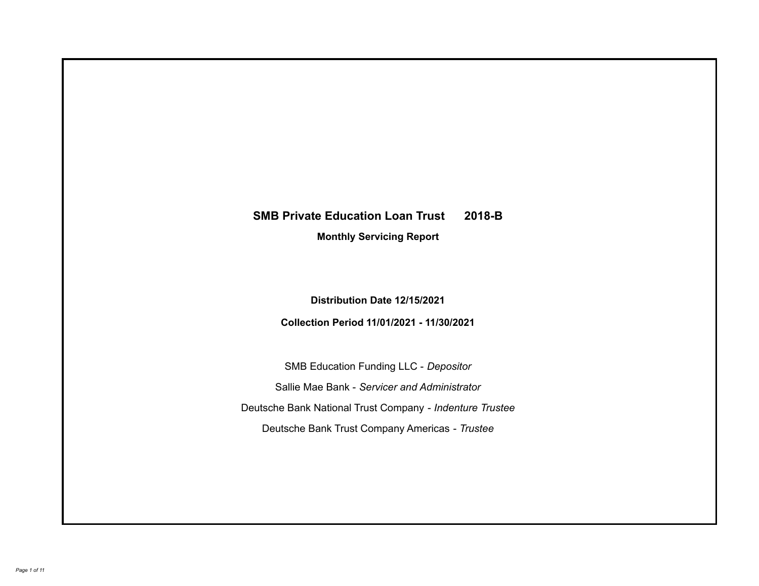# SMB Private Education Loan Trust 2018-B

## Monthly Servicing Report

**Distribution Date 12/15/2021**

**Collection Period 11/01/2021 - 11/30/2021**

SMB Education Funding LLC - *Depositor*

Sallie Mae Bank - *Servicer and Administrator*

Deutsche Bank National Trust Company - *Indenture Trustee*

Deutsche Bank Trust Company Americas - *Trustee*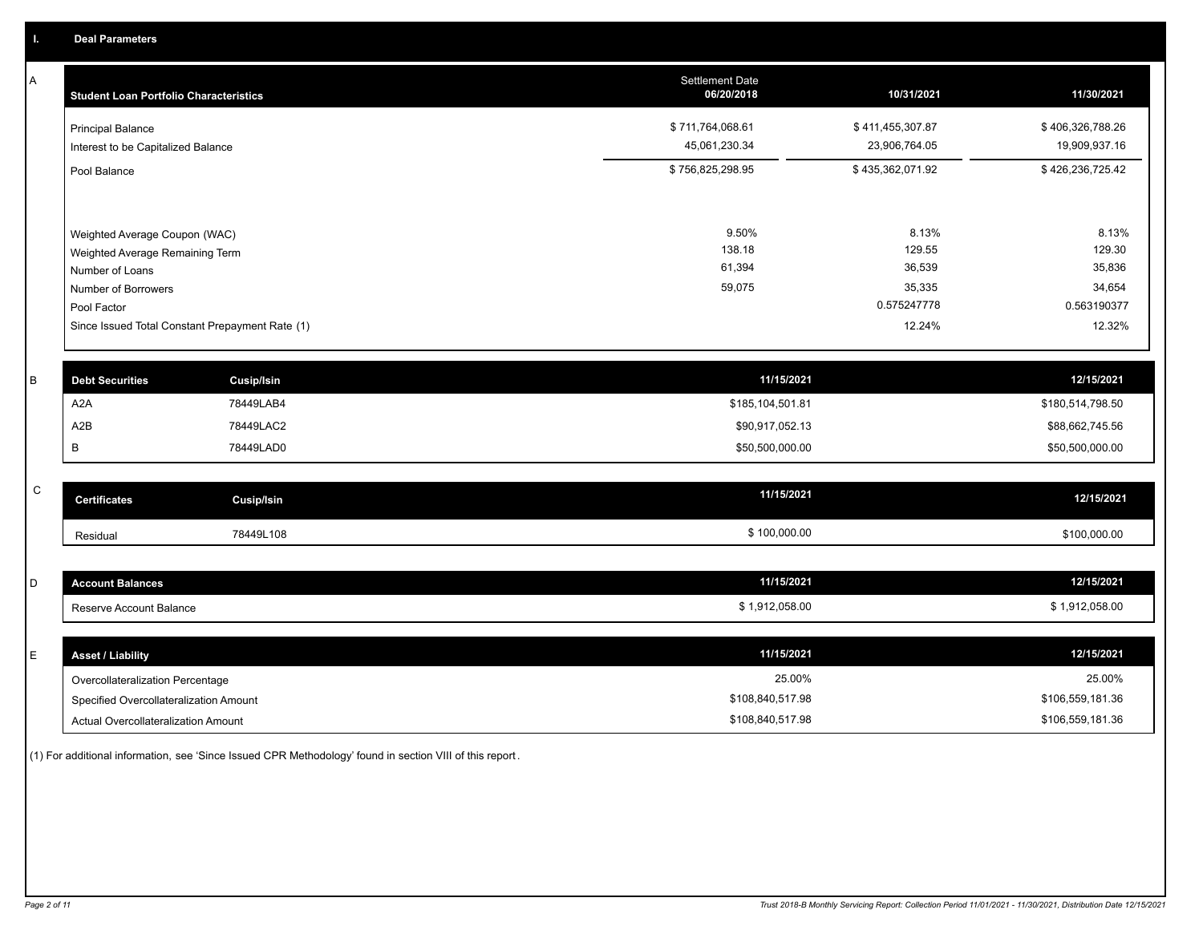## I. Deal Parameters

### A

| Student Loan Portfolio Characteristics | Settlement Date 06/20/2018 | 10/31/2021 | 11/30/2021 |
|---|---|---|---|
| Principal Balance | $ 711,764,068.61 | $ 411,455,307.87 | $ 406,326,788.26 |
| Interest to be Capitalized Balance | 45,061,230.34 | 23,906,764.05 | 19,909,937.16 |
| Pool Balance | $ 756,825,298.95 | $ 435,362,071.92 | $ 426,236,725.42 |
| | | | |
| Weighted Average Coupon (WAC) | 9.50% | 8.13% | 8.13% |
| Weighted Average Remaining Term | 138.18 | 129.55 | 129.30 |
| Number of Loans | 61,394 | 36,539 | 35,836 |
| Number of Borrowers | 59,075 | 35,335 | 34,654 |
| Pool Factor | | 0.575247778 | 0.563190377 |
| Since Issued Total Constant Prepayment Rate (1) | | 12.24% | 12.32% |

### B

| Debt Securities | Cusip/Isin | 11/15/2021 | 12/15/2021 |
|---|---|---|---|
| A2A | 78449LAB4 | $185,104,501.81 | $180,514,798.50 |
| A2B | 78449LAC2 | $90,917,052.13 | $88,662,745.56 |
| B | 78449LAD0 | $50,500,000.00 | $50,500,000.00 |

### C

| Certificates | Cusip/Isin | 11/15/2021 | 12/15/2021 |
|---|---|---|---|
| Residual | 78449L108 | $ 100,000.00 | $100,000.00 |

### D

| Account Balances | 11/15/2021 | 12/15/2021 |
|---|---|---|
| Reserve Account Balance | $ 1,912,058.00 | $ 1,912,058.00 |

### E

| Asset / Liability | 11/15/2021 | 12/15/2021 |
|---|---|---|
| Overcollateralization Percentage | 25.00% | 25.00% |
| Specified Overcollateralization Amount | $108,840,517.98 | $106,559,181.36 |
| Actual Overcollateralization Amount | $108,840,517.98 | $106,559,181.36 |

(1) For additional information, see 'Since Issued CPR Methodology' found in section VIII of this report.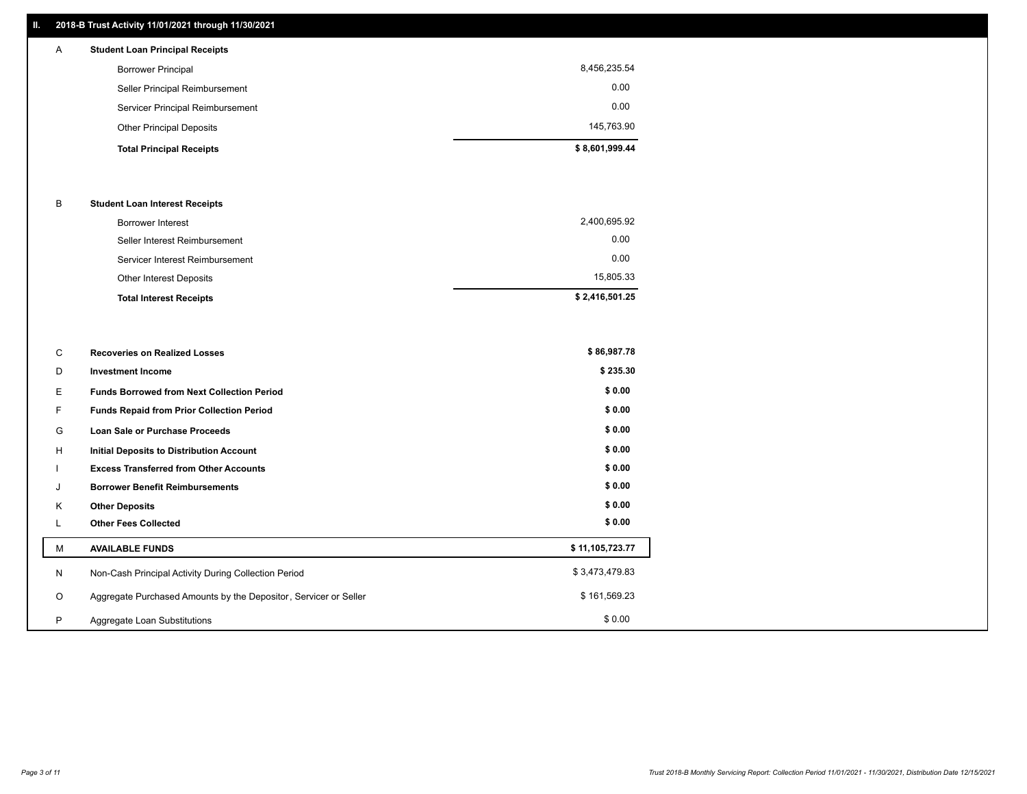## II. 2018-B Trust Activity 11/01/2021 through 11/30/2021

| | | |
|---|---|---|
| A | **Student Loan Principal Receipts** | |
| | Borrower Principal | 8,456,235.54 |
| | Seller Principal Reimbursement | 0.00 |
| | Servicer Principal Reimbursement | 0.00 |
| | Other Principal Deposits | 145,763.90 |
| | **Total Principal Receipts** | **$ 8,601,999.44** |
| B | **Student Loan Interest Receipts** | |
| | Borrower Interest | 2,400,695.92 |
| | Seller Interest Reimbursement | 0.00 |
| | Servicer Interest Reimbursement | 0.00 |
| | Other Interest Deposits | 15,805.33 |
| | **Total Interest Receipts** | **$ 2,416,501.25** |
| C | **Recoveries on Realized Losses** | **$ 86,987.78** |
| D | **Investment Income** | **$ 235.30** |
| E | **Funds Borrowed from Next Collection Period** | **$ 0.00** |
| F | **Funds Repaid from Prior Collection Period** | **$ 0.00** |
| G | **Loan Sale or Purchase Proceeds** | **$ 0.00** |
| H | **Initial Deposits to Distribution Account** | **$ 0.00** |
| I | **Excess Transferred from Other Accounts** | **$ 0.00** |
| J | **Borrower Benefit Reimbursements** | **$ 0.00** |
| K | **Other Deposits** | **$ 0.00** |
| L | **Other Fees Collected** | **$ 0.00** |
| M | **AVAILABLE FUNDS** | **$ 11,105,723.77** |
| N | Non-Cash Principal Activity During Collection Period | $ 3,473,479.83 |
| O | Aggregate Purchased Amounts by the Depositor, Servicer or Seller | $ 161,569.23 |
| P | Aggregate Loan Substitutions | $ 0.00 |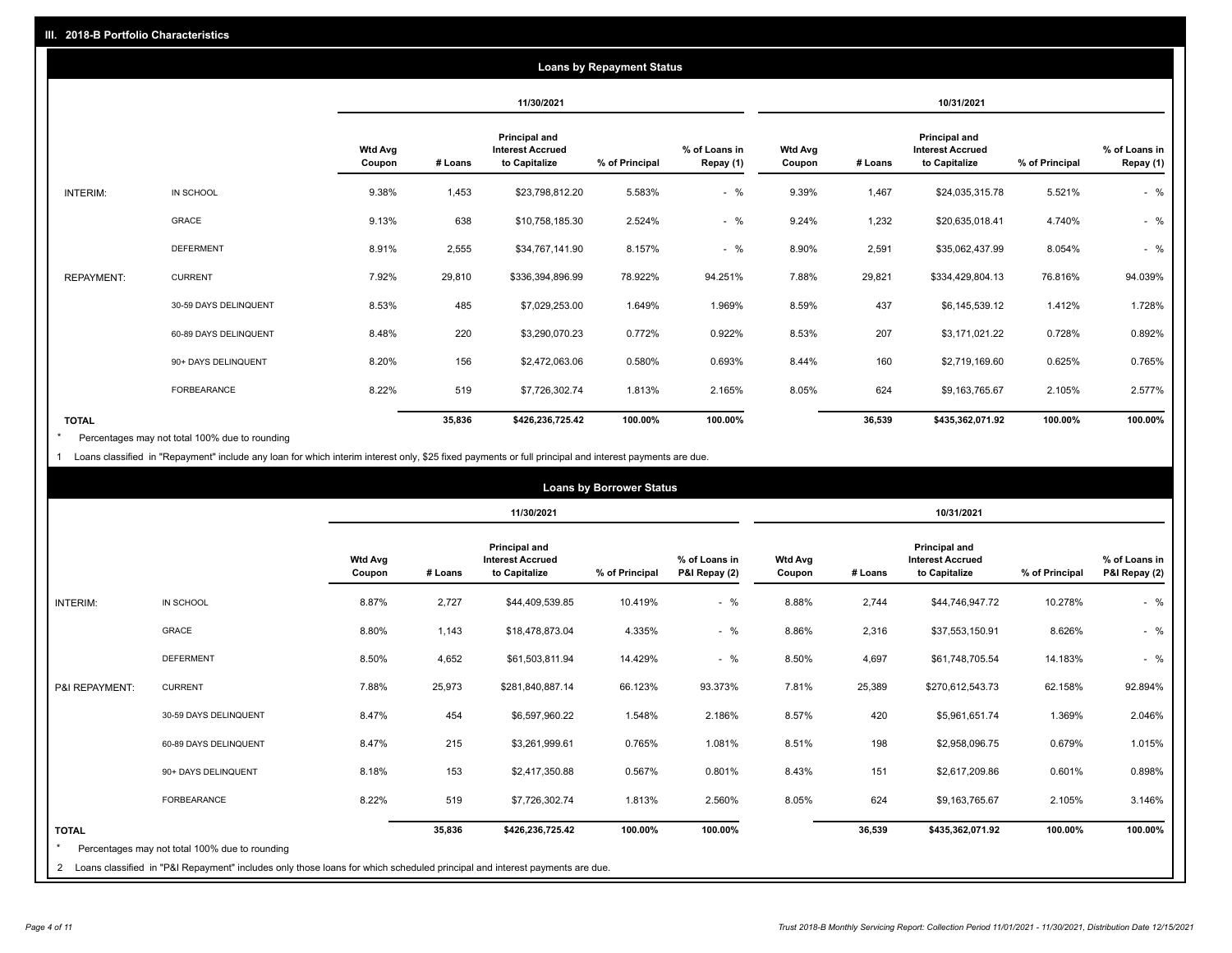## III. 2018-B Portfolio Characteristics

### Loans by Repayment Status

| | | 11/30/2021 | | | | | 10/31/2021 | | | | |
|---|---|---|---|---|---|---|---|---|---|---|---|
| | | Wtd Avg Coupon | # Loans | Principal and Interest Accrued to Capitalize | % of Principal | % of Loans in Repay (1) | Wtd Avg Coupon | # Loans | Principal and Interest Accrued to Capitalize | % of Principal | % of Loans in Repay (1) |
| INTERIM: | IN SCHOOL | 9.38% | 1,453 | $23,798,812.20 | 5.583% | - % | 9.39% | 1,467 | $24,035,315.78 | 5.521% | - % |
| | GRACE | 9.13% | 638 | $10,758,185.30 | 2.524% | - % | 9.24% | 1,232 | $20,635,018.41 | 4.740% | - % |
| | DEFERMENT | 8.91% | 2,555 | $34,767,141.90 | 8.157% | - % | 8.90% | 2,591 | $35,062,437.99 | 8.054% | - % |
| REPAYMENT: | CURRENT | 7.92% | 29,810 | $336,394,896.99 | 78.922% | 94.251% | 7.88% | 29,821 | $334,429,804.13 | 76.816% | 94.039% |
| | 30-59 DAYS DELINQUENT | 8.53% | 485 | $7,029,253.00 | 1.649% | 1.969% | 8.59% | 437 | $6,145,539.12 | 1.412% | 1.728% |
| | 60-89 DAYS DELINQUENT | 8.48% | 220 | $3,290,070.23 | 0.772% | 0.922% | 8.53% | 207 | $3,171,021.22 | 0.728% | 0.892% |
| | 90+ DAYS DELINQUENT | 8.20% | 156 | $2,472,063.06 | 0.580% | 0.693% | 8.44% | 160 | $2,719,169.60 | 0.625% | 0.765% |
| | FORBEARANCE | 8.22% | 519 | $7,726,302.74 | 1.813% | 2.165% | 8.05% | 624 | $9,163,765.67 | 2.105% | 2.577% |
| **TOTAL** | | | **35,836** | **$426,236,725.42** | **100.00%** | **100.00%** | | **36,539** | **$435,362,071.92** | **100.00%** | **100.00%** |

\* Percentages may not total 100% due to rounding

1 Loans classified in "Repayment" include any loan for which interim interest only, $25 fixed payments or full principal and interest payments are due.

### Loans by Borrower Status

| | | 11/30/2021 | | | | | 10/31/2021 | | | | |
|---|---|---|---|---|---|---|---|---|---|---|---|
| | | Wtd Avg Coupon | # Loans | Principal and Interest Accrued to Capitalize | % of Principal | % of Loans in P&I Repay (2) | Wtd Avg Coupon | # Loans | Principal and Interest Accrued to Capitalize | % of Principal | % of Loans in P&I Repay (2) |
| INTERIM: | IN SCHOOL | 8.87% | 2,727 | $44,409,539.85 | 10.419% | - % | 8.88% | 2,744 | $44,746,947.72 | 10.278% | - % |
| | GRACE | 8.80% | 1,143 | $18,478,873.04 | 4.335% | - % | 8.86% | 2,316 | $37,553,150.91 | 8.626% | - % |
| | DEFERMENT | 8.50% | 4,652 | $61,503,811.94 | 14.429% | - % | 8.50% | 4,697 | $61,748,705.54 | 14.183% | - % |
| P&I REPAYMENT: | CURRENT | 7.88% | 25,973 | $281,840,887.14 | 66.123% | 93.373% | 7.81% | 25,389 | $270,612,543.73 | 62.158% | 92.894% |
| | 30-59 DAYS DELINQUENT | 8.47% | 454 | $6,597,960.22 | 1.548% | 2.186% | 8.57% | 420 | $5,961,651.74 | 1.369% | 2.046% |
| | 60-89 DAYS DELINQUENT | 8.47% | 215 | $3,261,999.61 | 0.765% | 1.081% | 8.51% | 198 | $2,958,096.75 | 0.679% | 1.015% |
| | 90+ DAYS DELINQUENT | 8.18% | 153 | $2,417,350.88 | 0.567% | 0.801% | 8.43% | 151 | $2,617,209.86 | 0.601% | 0.898% |
| | FORBEARANCE | 8.22% | 519 | $7,726,302.74 | 1.813% | 2.560% | 8.05% | 624 | $9,163,765.67 | 2.105% | 3.146% |
| **TOTAL** | | | **35,836** | **$426,236,725.42** | **100.00%** | **100.00%** | | **36,539** | **$435,362,071.92** | **100.00%** | **100.00%** |

\* Percentages may not total 100% due to rounding

2 Loans classified in "P&I Repayment" includes only those loans for which scheduled principal and interest payments are due.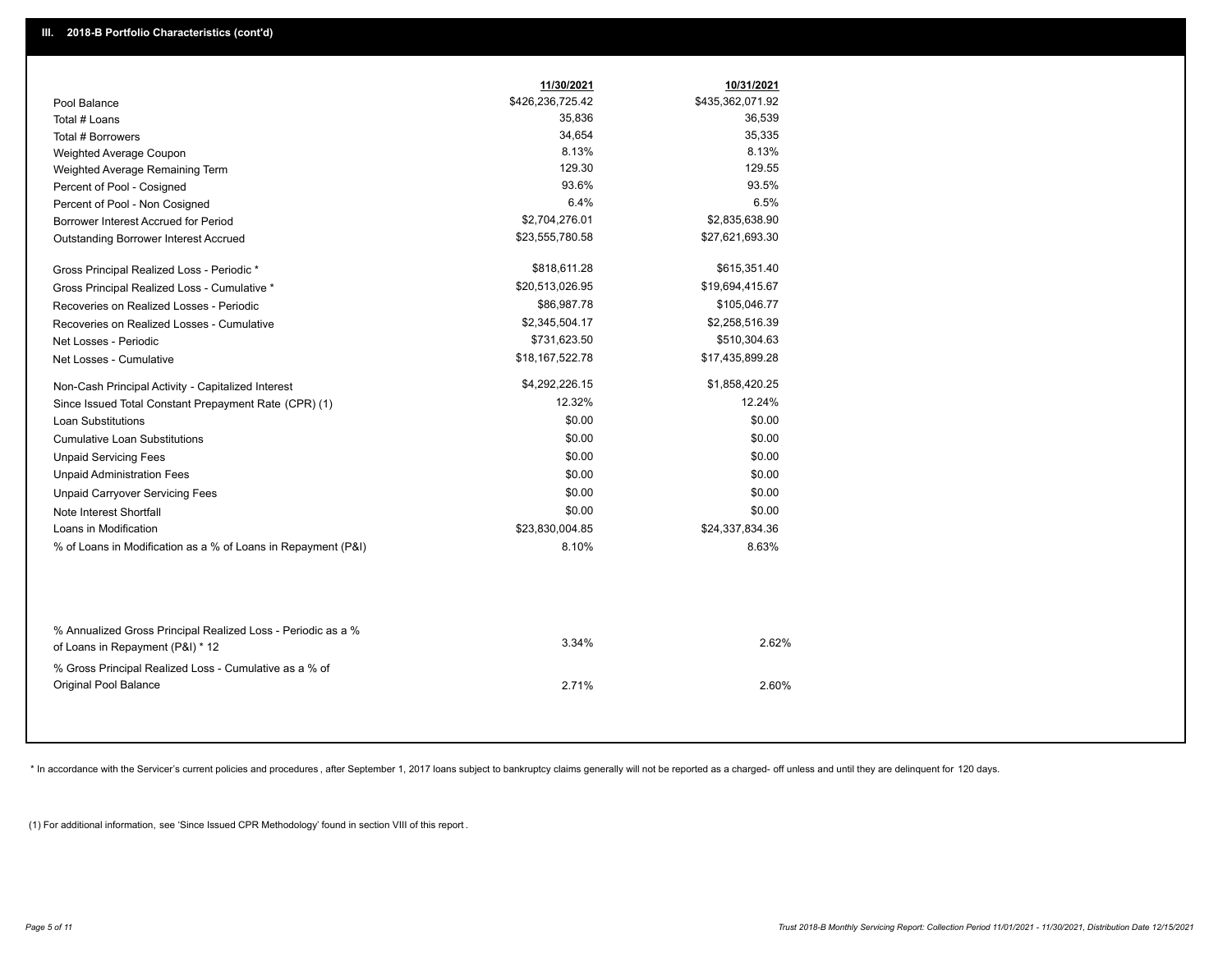## III. 2018-B Portfolio Characteristics (cont'd)

| | 11/30/2021 | 10/31/2021 |
|---|---|---|
| Pool Balance | $426,236,725.42 | $435,362,071.92 |
| Total # Loans | 35,836 | 36,539 |
| Total # Borrowers | 34,654 | 35,335 |
| Weighted Average Coupon | 8.13% | 8.13% |
| Weighted Average Remaining Term | 129.30 | 129.55 |
| Percent of Pool - Cosigned | 93.6% | 93.5% |
| Percent of Pool - Non Cosigned | 6.4% | 6.5% |
| Borrower Interest Accrued for Period | $2,704,276.01 | $2,835,638.90 |
| Outstanding Borrower Interest Accrued | $23,555,780.58 | $27,621,693.30 |
| Gross Principal Realized Loss - Periodic * | $818,611.28 | $615,351.40 |
| Gross Principal Realized Loss - Cumulative * | $20,513,026.95 | $19,694,415.67 |
| Recoveries on Realized Losses - Periodic | $86,987.78 | $105,046.77 |
| Recoveries on Realized Losses - Cumulative | $2,345,504.17 | $2,258,516.39 |
| Net Losses - Periodic | $731,623.50 | $510,304.63 |
| Net Losses - Cumulative | $18,167,522.78 | $17,435,899.28 |
| Non-Cash Principal Activity - Capitalized Interest | $4,292,226.15 | $1,858,420.25 |
| Since Issued Total Constant Prepayment Rate (CPR) (1) | 12.32% | 12.24% |
| Loan Substitutions | $0.00 | $0.00 |
| Cumulative Loan Substitutions | $0.00 | $0.00 |
| Unpaid Servicing Fees | $0.00 | $0.00 |
| Unpaid Administration Fees | $0.00 | $0.00 |
| Unpaid Carryover Servicing Fees | $0.00 | $0.00 |
| Note Interest Shortfall | $0.00 | $0.00 |
| Loans in Modification | $23,830,004.85 | $24,337,834.36 |
| % of Loans in Modification as a % of Loans in Repayment (P&I) | 8.10% | 8.63% |
| % Annualized Gross Principal Realized Loss - Periodic as a % of Loans in Repayment (P&I) * 12 | 3.34% | 2.62% |
| % Gross Principal Realized Loss - Cumulative as a % of Original Pool Balance | 2.71% | 2.60% |

* In accordance with the Servicer's current policies and procedures , after September 1, 2017 loans subject to bankruptcy claims generally will not be reported as a charged- off unless and until they are delinquent for 120 days.

(1) For additional information, see 'Since Issued CPR Methodology' found in section VIII of this report .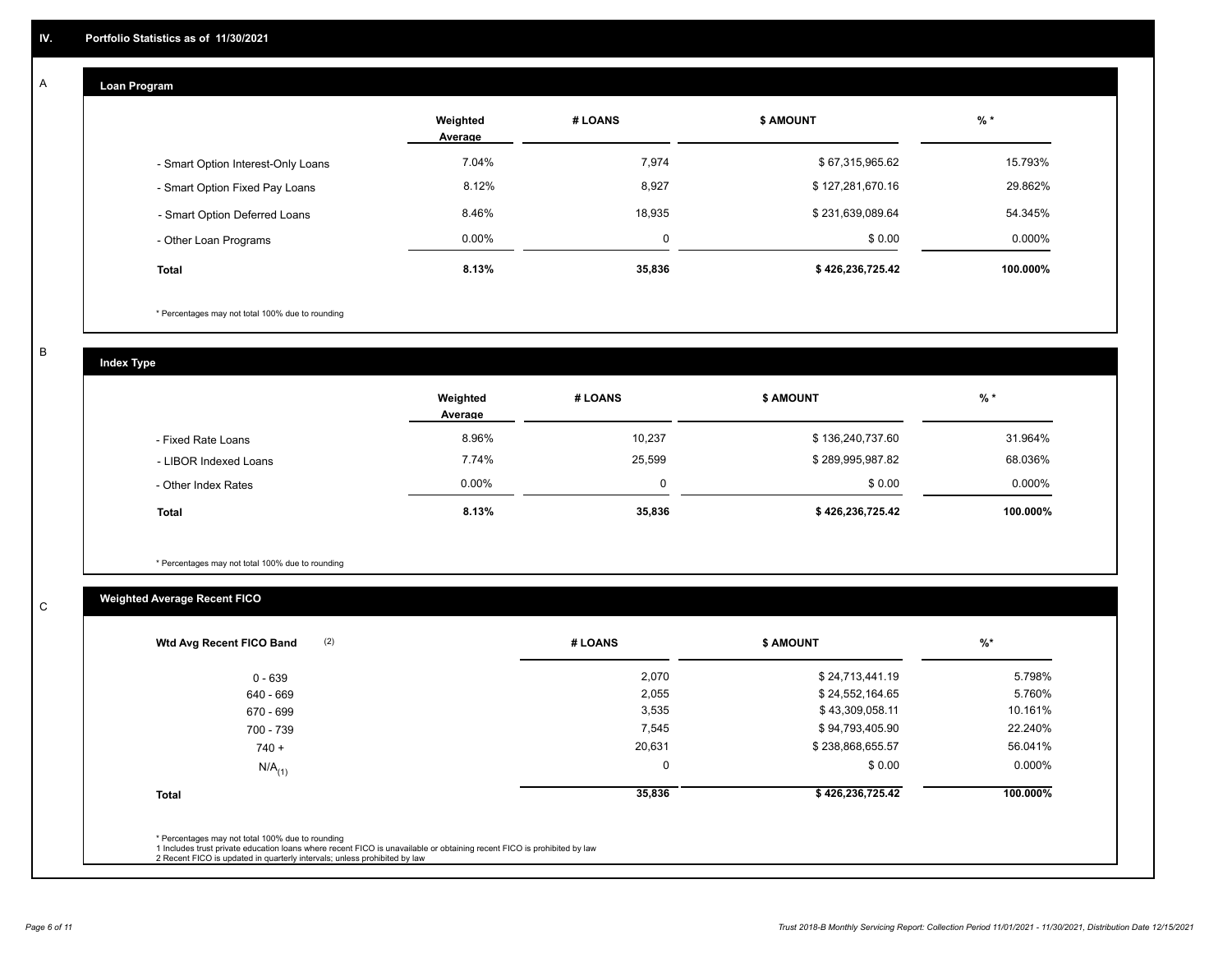## IV. Portfolio Statistics as of 11/30/2021

### A. Loan Program

| | Weighted Average | # LOANS | $ AMOUNT | % * |
|---|---|---|---|---|
| - Smart Option Interest-Only Loans | 7.04% | 7,974 | $ 67,315,965.62 | 15.793% |
| - Smart Option Fixed Pay Loans | 8.12% | 8,927 | $ 127,281,670.16 | 29.862% |
| - Smart Option Deferred Loans | 8.46% | 18,935 | $ 231,639,089.64 | 54.345% |
| - Other Loan Programs | 0.00% | 0 | $ 0.00 | 0.000% |
| **Total** | **8.13%** | **35,836** | **$ 426,236,725.42** | **100.000%** |

\* Percentages may not total 100% due to rounding

### B. Index Type

| | Weighted Average | # LOANS | $ AMOUNT | % * |
|---|---|---|---|---|
| - Fixed Rate Loans | 8.96% | 10,237 | $ 136,240,737.60 | 31.964% |
| - LIBOR Indexed Loans | 7.74% | 25,599 | $ 289,995,987.82 | 68.036% |
| - Other Index Rates | 0.00% | 0 | $ 0.00 | 0.000% |
| **Total** | **8.13%** | **35,836** | **$ 426,236,725.42** | **100.000%** |

\* Percentages may not total 100% due to rounding

### C. Weighted Average Recent FICO

| Wtd Avg Recent FICO Band (2) | # LOANS | $ AMOUNT | %* |
|---|---|---|---|
| 0 - 639 | 2,070 | $ 24,713,441.19 | 5.798% |
| 640 - 669 | 2,055 | $ 24,552,164.65 | 5.760% |
| 670 - 699 | 3,535 | $ 43,309,058.11 | 10.161% |
| 700 - 739 | 7,545 | $ 94,793,405.90 | 22.240% |
| 740 + | 20,631 | $ 238,868,655.57 | 56.041% |
| N/A (1) | 0 | $ 0.00 | 0.000% |
| **Total** | **35,836** | **$ 426,236,725.42** | **100.000%** |

\* Percentages may not total 100% due to rounding
1 Includes trust private education loans where recent FICO is unavailable or obtaining recent FICO is prohibited by law
2 Recent FICO is updated in quarterly intervals; unless prohibited by law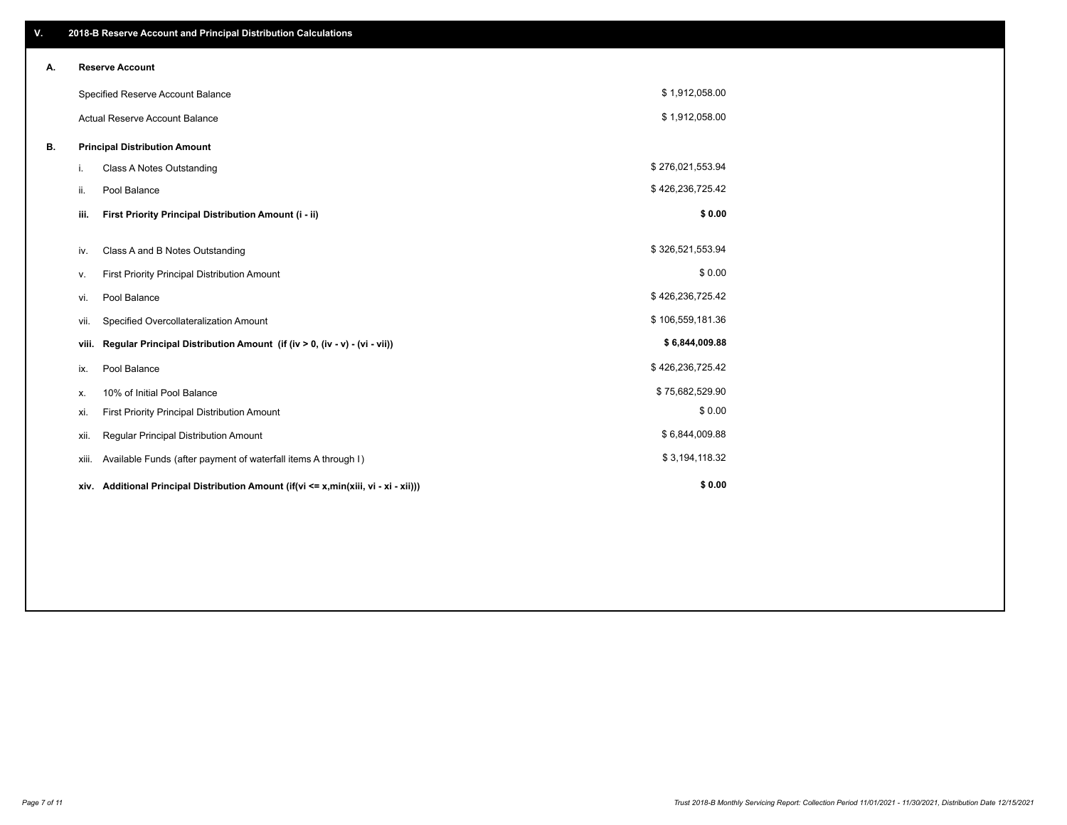## V. 2018-B Reserve Account and Principal Distribution Calculations

### A. Reserve Account

| | |
|---|---|
| Specified Reserve Account Balance | $ 1,912,058.00 |
| Actual Reserve Account Balance | $ 1,912,058.00 |

### B. Principal Distribution Amount

| | | |
|---|---|---|
| i. | Class A Notes Outstanding | $ 276,021,553.94 |
| ii. | Pool Balance | $ 426,236,725.42 |
| **iii.** | **First Priority Principal Distribution Amount (i - ii)** | **$ 0.00** |
| iv. | Class A and B Notes Outstanding | $ 326,521,553.94 |
| v. | First Priority Principal Distribution Amount | $ 0.00 |
| vi. | Pool Balance | $ 426,236,725.42 |
| vii. | Specified Overcollateralization Amount | $ 106,559,181.36 |
| **viii.** | **Regular Principal Distribution Amount (if (iv > 0, (iv - v) - (vi - vii))** | **$ 6,844,009.88** |
| ix. | Pool Balance | $ 426,236,725.42 |
| x. | 10% of Initial Pool Balance | $ 75,682,529.90 |
| xi. | First Priority Principal Distribution Amount | $ 0.00 |
| xii. | Regular Principal Distribution Amount | $ 6,844,009.88 |
| xiii. | Available Funds (after payment of waterfall items A through I) | $ 3,194,118.32 |
| **xiv.** | **Additional Principal Distribution Amount (if(vi <= x,min(xiii, vi - xi - xii)))** | **$ 0.00** |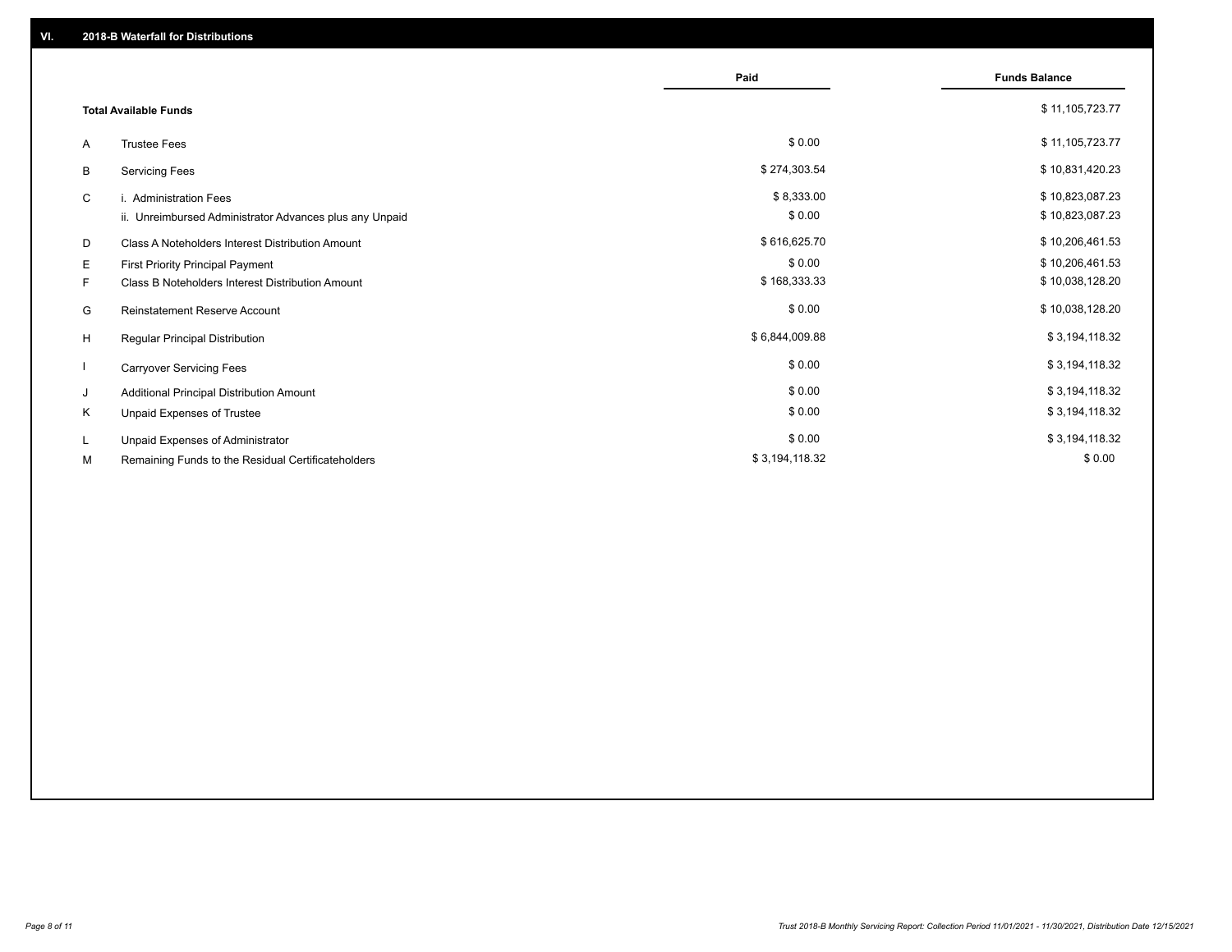## VI. 2018-B Waterfall for Distributions

| | | Paid | Funds Balance |
|---|---|---|---|
| | **Total Available Funds** | | $ 11,105,723.77 |
| A | Trustee Fees | $ 0.00 | $ 11,105,723.77 |
| B | Servicing Fees | $ 274,303.54 | $ 10,831,420.23 |
| C | i. Administration Fees | $ 8,333.00 | $ 10,823,087.23 |
| | ii. Unreimbursed Administrator Advances plus any Unpaid | $ 0.00 | $ 10,823,087.23 |
| D | Class A Noteholders Interest Distribution Amount | $ 616,625.70 | $ 10,206,461.53 |
| E | First Priority Principal Payment | $ 0.00 | $ 10,206,461.53 |
| F | Class B Noteholders Interest Distribution Amount | $ 168,333.33 | $ 10,038,128.20 |
| G | Reinstatement Reserve Account | $ 0.00 | $ 10,038,128.20 |
| H | Regular Principal Distribution | $ 6,844,009.88 | $ 3,194,118.32 |
| I | Carryover Servicing Fees | $ 0.00 | $ 3,194,118.32 |
| J | Additional Principal Distribution Amount | $ 0.00 | $ 3,194,118.32 |
| K | Unpaid Expenses of Trustee | $ 0.00 | $ 3,194,118.32 |
| L | Unpaid Expenses of Administrator | $ 0.00 | $ 3,194,118.32 |
| M | Remaining Funds to the Residual Certificateholders | $ 3,194,118.32 | $ 0.00 |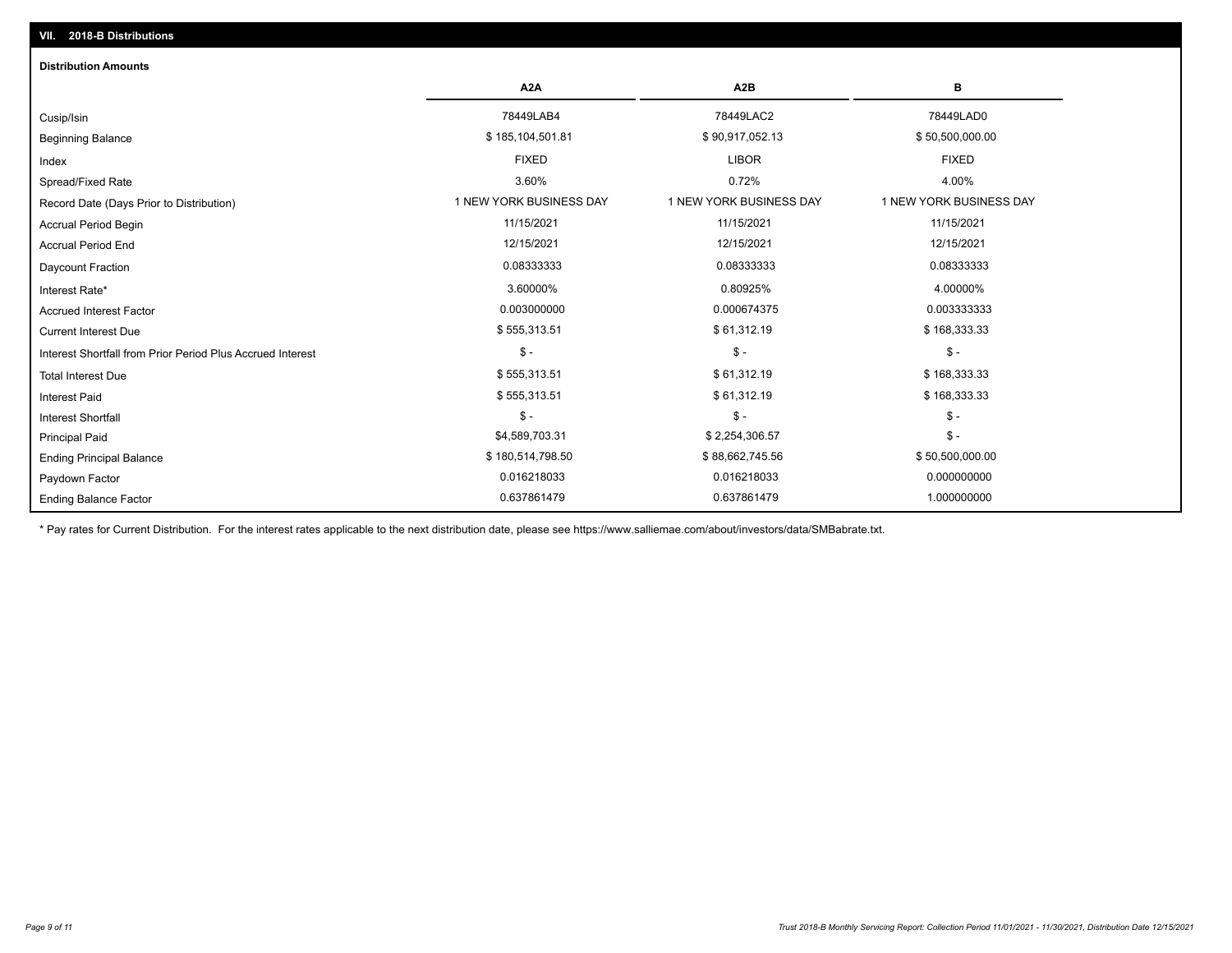## VII. 2018-B Distributions

### Distribution Amounts

| | A2A | A2B | B |
|---|---|---|---|
| Cusip/Isin | 78449LAB4 | 78449LAC2 | 78449LAD0 |
| Beginning Balance | $ 185,104,501.81 | $ 90,917,052.13 | $ 50,500,000.00 |
| Index | FIXED | LIBOR | FIXED |
| Spread/Fixed Rate | 3.60% | 0.72% | 4.00% |
| Record Date (Days Prior to Distribution) | 1 NEW YORK BUSINESS DAY | 1 NEW YORK BUSINESS DAY | 1 NEW YORK BUSINESS DAY |
| Accrual Period Begin | 11/15/2021 | 11/15/2021 | 11/15/2021 |
| Accrual Period End | 12/15/2021 | 12/15/2021 | 12/15/2021 |
| Daycount Fraction | 0.08333333 | 0.08333333 | 0.08333333 |
| Interest Rate* | 3.60000% | 0.80925% | 4.00000% |
| Accrued Interest Factor | 0.003000000 | 0.000674375 | 0.003333333 |
| Current Interest Due | $ 555,313.51 | $ 61,312.19 | $ 168,333.33 |
| Interest Shortfall from Prior Period Plus Accrued Interest | $ - | $ - | $ - |
| Total Interest Due | $ 555,313.51 | $ 61,312.19 | $ 168,333.33 |
| Interest Paid | $ 555,313.51 | $ 61,312.19 | $ 168,333.33 |
| Interest Shortfall | $ - | $ - | $ - |
| Principal Paid | $4,589,703.31 | $ 2,254,306.57 | $ - |
| Ending Principal Balance | $ 180,514,798.50 | $ 88,662,745.56 | $ 50,500,000.00 |
| Paydown Factor | 0.016218033 | 0.016218033 | 0.000000000 |
| Ending Balance Factor | 0.637861479 | 0.637861479 | 1.000000000 |

* Pay rates for Current Distribution. For the interest rates applicable to the next distribution date, please see https://www.salliemae.com/about/investors/data/SMBabrate.txt.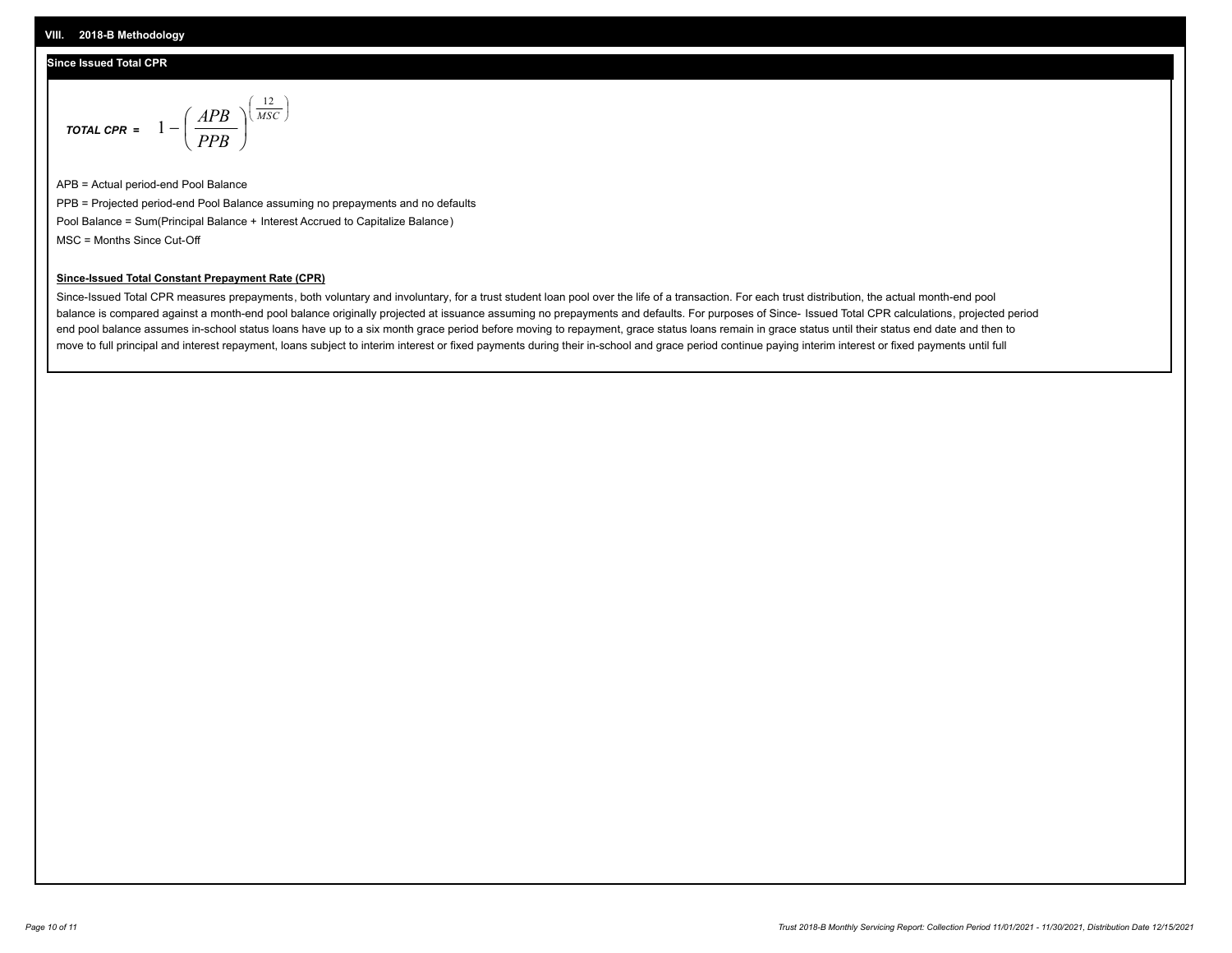## VIII. 2018-B Methodology

### Since Issued Total CPR

$$\textit{TOTAL CPR} = 1 - \left( \frac{APB}{PPB} \right)^{\left( \frac{12}{MSC} \right)}$$

APB = Actual period-end Pool Balance

PPB = Projected period-end Pool Balance assuming no prepayments and no defaults

Pool Balance = Sum(Principal Balance + Interest Accrued to Capitalize Balance)

MSC = Months Since Cut-Off

**Since-Issued Total Constant Prepayment Rate (CPR)**

Since-Issued Total CPR measures prepayments, both voluntary and involuntary, for a trust student loan pool over the life of a transaction. For each trust distribution, the actual month-end pool balance is compared against a month-end pool balance originally projected at issuance assuming no prepayments and defaults. For purposes of Since- Issued Total CPR calculations, projected period end pool balance assumes in-school status loans have up to a six month grace period before moving to repayment, grace status loans remain in grace status until their status end date and then to move to full principal and interest repayment, loans subject to interim interest or fixed payments during their in-school and grace period continue paying interim interest or fixed payments until full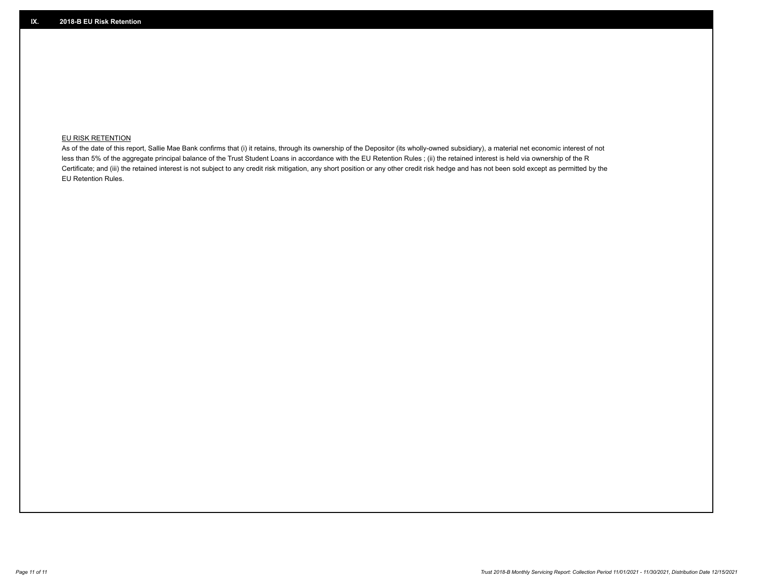## IX. 2018-B EU Risk Retention

EU RISK RETENTION

As of the date of this report, Sallie Mae Bank confirms that (i) it retains, through its ownership of the Depositor (its wholly-owned subsidiary), a material net economic interest of not less than 5% of the aggregate principal balance of the Trust Student Loans in accordance with the EU Retention Rules ; (ii) the retained interest is held via ownership of the R Certificate; and (iii) the retained interest is not subject to any credit risk mitigation, any short position or any other credit risk hedge and has not been sold except as permitted by the EU Retention Rules.